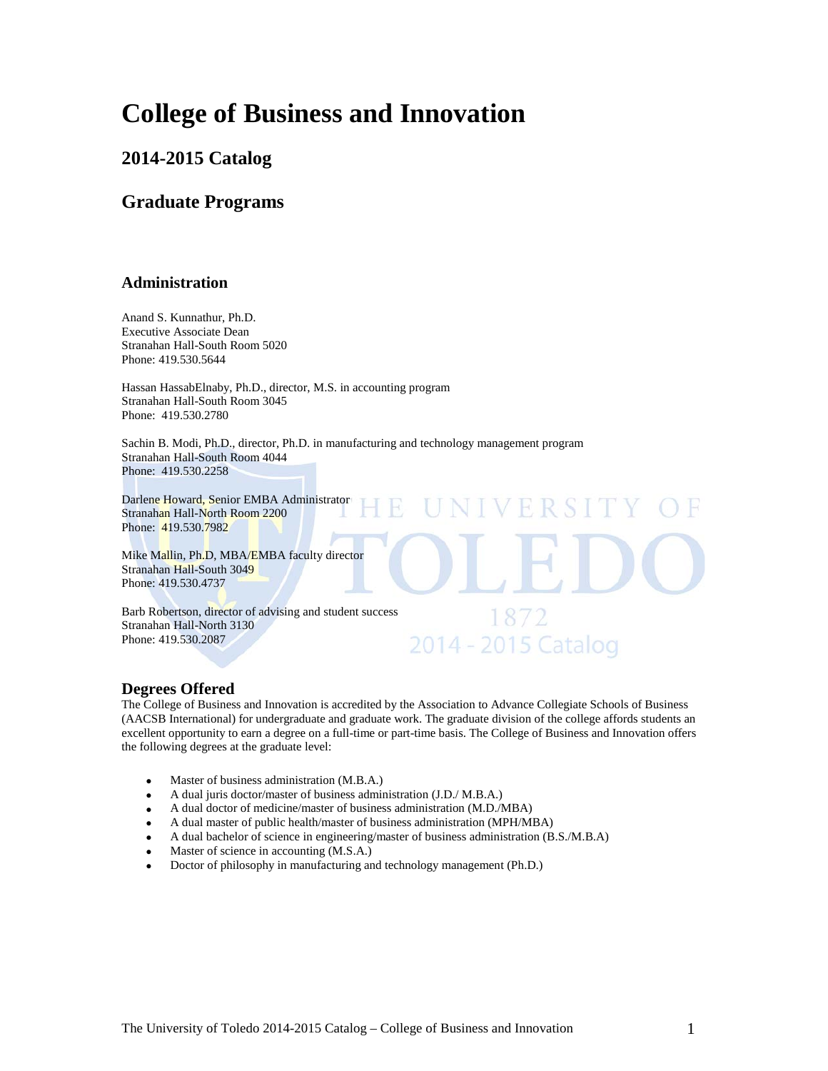# College of Business and Innovation

## 2014-2015 Catalog

## Graduate Programs

### Administration

Anand S. Kunnathur, Ph.D.
Executive Associate Dean
Stranahan Hall-South Room 5020
Phone: 419.530.5644

Hassan HassabElnaby, Ph.D., director, M.S. in accounting program
Stranahan Hall-South Room 3045
Phone: 419.530.2780

Sachin B. Modi, Ph.D., director, Ph.D. in manufacturing and technology management program
Stranahan Hall-South Room 4044
Phone: 419.530.2258

Darlene Howard, Senior EMBA Administrator
Stranahan Hall-North Room 2200
Phone: 419.530.7982

Mike Mallin, Ph.D, MBA/EMBA faculty director
Stranahan Hall-South 3049
Phone: 419.530.4737

Barb Robertson, director of advising and student success
Stranahan Hall-North 3130
Phone: 419.530.2087

### Degrees Offered

The College of Business and Innovation is accredited by the Association to Advance Collegiate Schools of Business (AACSB International) for undergraduate and graduate work. The graduate division of the college affords students an excellent opportunity to earn a degree on a full-time or part-time basis. The College of Business and Innovation offers the following degrees at the graduate level:

- Master of business administration (M.B.A.)
- A dual juris doctor/master of business administration (J.D./ M.B.A.)
- A dual doctor of medicine/master of business administration (M.D./MBA)
- A dual master of public health/master of business administration (MPH/MBA)
- A dual bachelor of science in engineering/master of business administration (B.S./M.B.A)
- Master of science in accounting (M.S.A.)
- Doctor of philosophy in manufacturing and technology management (Ph.D.)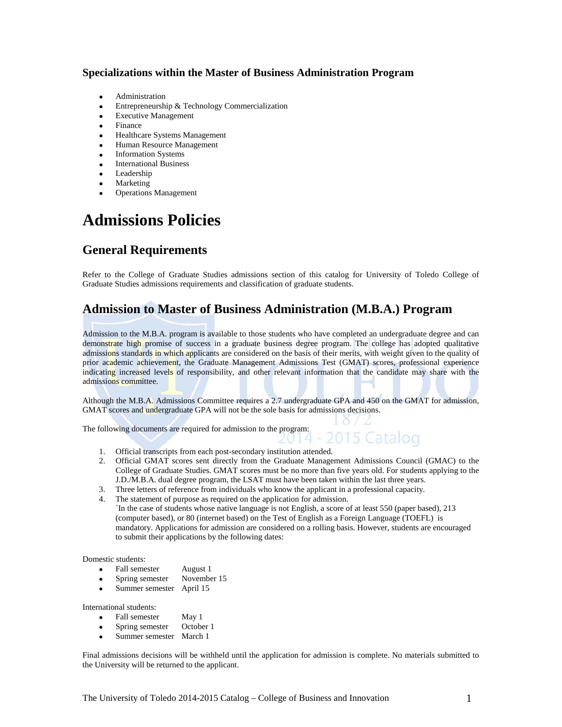### Specializations within the Master of Business Administration Program

- Administration
- Entrepreneurship & Technology Commercialization
- Executive Management
- Finance
- Healthcare Systems Management
- Human Resource Management
- Information Systems
- International Business
- Leadership
- Marketing
- Operations Management

# Admissions Policies

## General Requirements

Refer to the College of Graduate Studies admissions section of this catalog for University of Toledo College of Graduate Studies admissions requirements and classification of graduate students.

## Admission to Master of Business Administration (M.B.A.) Program

Admission to the M.B.A. program is available to those students who have completed an undergraduate degree and can demonstrate high promise of success in a graduate business degree program. The college has adopted qualitative admissions standards in which applicants are considered on the basis of their merits, with weight given to the quality of prior academic achievement, the Graduate Management Admissions Test (GMAT) scores, professional experience indicating increased levels of responsibility, and other relevant information that the candidate may share with the admissions committee.

Although the M.B.A. Admissions Committee requires a 2.7 undergraduate GPA and 450 on the GMAT for admission, GMAT scores and undergraduate GPA will not be the sole basis for admissions decisions.

The following documents are required for admission to the program:

1. Official transcripts from each post-secondary institution attended.
2. Official GMAT scores sent directly from the Graduate Management Admissions Council (GMAC) to the College of Graduate Studies. GMAT scores must be no more than five years old. For students applying to the J.D./M.B.A. dual degree program, the LSAT must have been taken within the last three years.
3. Three letters of reference from individuals who know the applicant in a professional capacity.
4. The statement of purpose as required on the application for admission.
   `In the case of students whose native language is not English, a score of at least 550 (paper based), 213 (computer based), or 80 (internet based) on the Test of English as a Foreign Language (TOEFL) is mandatory. Applications for admission are considered on a rolling basis. However, students are encouraged to submit their applications by the following dates:

Domestic students:

- Fall semester August 1
- Spring semester November 15
- Summer semester April 15

International students:

- Fall semester May 1
- Spring semester October 1
- Summer semester March 1

Final admissions decisions will be withheld until the application for admission is complete. No materials submitted to the University will be returned to the applicant.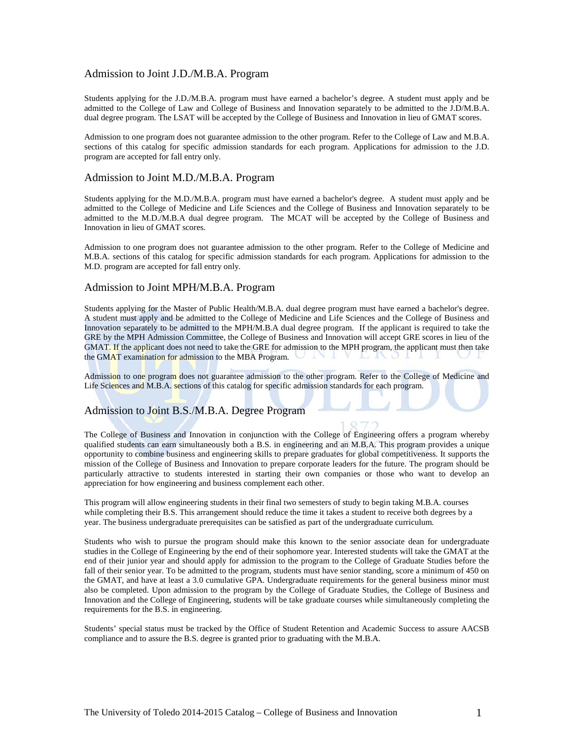## Admission to Joint J.D./M.B.A. Program

Students applying for the J.D./M.B.A. program must have earned a bachelor's degree. A student must apply and be admitted to the College of Law and College of Business and Innovation separately to be admitted to the J.D/M.B.A. dual degree program. The LSAT will be accepted by the College of Business and Innovation in lieu of GMAT scores.

Admission to one program does not guarantee admission to the other program. Refer to the College of Law and M.B.A. sections of this catalog for specific admission standards for each program. Applications for admission to the J.D. program are accepted for fall entry only.

## Admission to Joint M.D./M.B.A. Program

Students applying for the M.D./M.B.A. program must have earned a bachelor's degree. A student must apply and be admitted to the College of Medicine and Life Sciences and the College of Business and Innovation separately to be admitted to the M.D./M.B.A dual degree program. The MCAT will be accepted by the College of Business and Innovation in lieu of GMAT scores.

Admission to one program does not guarantee admission to the other program. Refer to the College of Medicine and M.B.A. sections of this catalog for specific admission standards for each program. Applications for admission to the M.D. program are accepted for fall entry only.

## Admission to Joint MPH/M.B.A. Program

Students applying for the Master of Public Health/M.B.A. dual degree program must have earned a bachelor's degree. A student must apply and be admitted to the College of Medicine and Life Sciences and the College of Business and Innovation separately to be admitted to the MPH/M.B.A dual degree program. If the applicant is required to take the GRE by the MPH Admission Committee, the College of Business and Innovation will accept GRE scores in lieu of the GMAT. If the applicant does not need to take the GRE for admission to the MPH program, the applicant must then take the GMAT examination for admission to the MBA Program.

Admission to one program does not guarantee admission to the other program. Refer to the College of Medicine and Life Sciences and M.B.A. sections of this catalog for specific admission standards for each program.

## Admission to Joint B.S./M.B.A. Degree Program

The College of Business and Innovation in conjunction with the College of Engineering offers a program whereby qualified students can earn simultaneously both a B.S. in engineering and an M.B.A. This program provides a unique opportunity to combine business and engineering skills to prepare graduates for global competitiveness. It supports the mission of the College of Business and Innovation to prepare corporate leaders for the future. The program should be particularly attractive to students interested in starting their own companies or those who want to develop an appreciation for how engineering and business complement each other.

This program will allow engineering students in their final two semesters of study to begin taking M.B.A. courses while completing their B.S. This arrangement should reduce the time it takes a student to receive both degrees by a year. The business undergraduate prerequisites can be satisfied as part of the undergraduate curriculum.

Students who wish to pursue the program should make this known to the senior associate dean for undergraduate studies in the College of Engineering by the end of their sophomore year. Interested students will take the GMAT at the end of their junior year and should apply for admission to the program to the College of Graduate Studies before the fall of their senior year. To be admitted to the program, students must have senior standing, score a minimum of 450 on the GMAT, and have at least a 3.0 cumulative GPA. Undergraduate requirements for the general business minor must also be completed. Upon admission to the program by the College of Graduate Studies, the College of Business and Innovation and the College of Engineering, students will be take graduate courses while simultaneously completing the requirements for the B.S. in engineering.

Students' special status must be tracked by the Office of Student Retention and Academic Success to assure AACSB compliance and to assure the B.S. degree is granted prior to graduating with the M.B.A.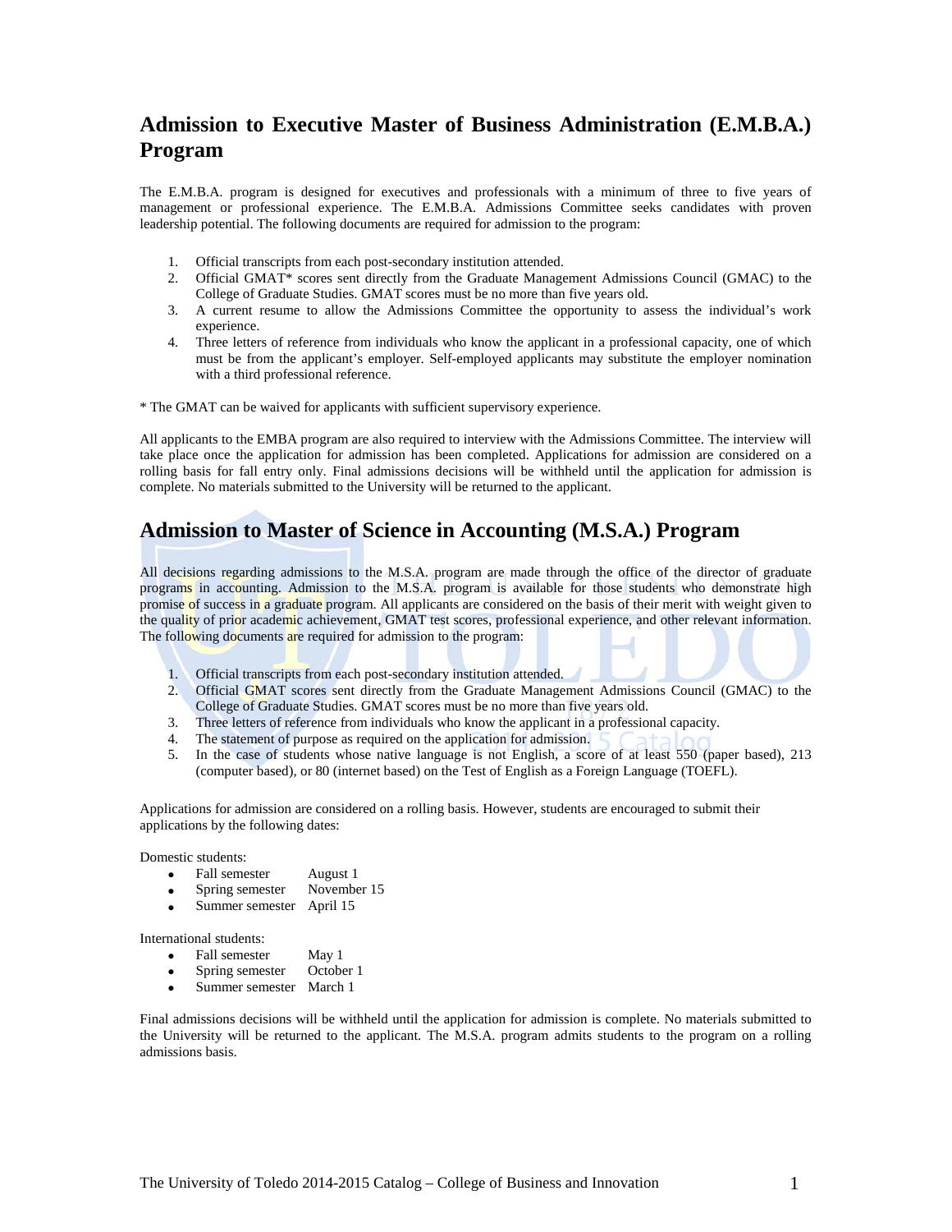# Admission to Executive Master of Business Administration (E.M.B.A.) Program

The E.M.B.A. program is designed for executives and professionals with a minimum of three to five years of management or professional experience. The E.M.B.A. Admissions Committee seeks candidates with proven leadership potential. The following documents are required for admission to the program:

1. Official transcripts from each post-secondary institution attended.
2. Official GMAT* scores sent directly from the Graduate Management Admissions Council (GMAC) to the College of Graduate Studies. GMAT scores must be no more than five years old.
3. A current resume to allow the Admissions Committee the opportunity to assess the individual's work experience.
4. Three letters of reference from individuals who know the applicant in a professional capacity, one of which must be from the applicant's employer. Self-employed applicants may substitute the employer nomination with a third professional reference.

* The GMAT can be waived for applicants with sufficient supervisory experience.

All applicants to the EMBA program are also required to interview with the Admissions Committee. The interview will take place once the application for admission has been completed. Applications for admission are considered on a rolling basis for fall entry only. Final admissions decisions will be withheld until the application for admission is complete. No materials submitted to the University will be returned to the applicant.

# Admission to Master of Science in Accounting (M.S.A.) Program

All decisions regarding admissions to the M.S.A. program are made through the office of the director of graduate programs in accounting. Admission to the M.S.A. program is available for those students who demonstrate high promise of success in a graduate program. All applicants are considered on the basis of their merit with weight given to the quality of prior academic achievement, GMAT test scores, professional experience, and other relevant information. The following documents are required for admission to the program:

1. Official transcripts from each post-secondary institution attended.
2. Official GMAT scores sent directly from the Graduate Management Admissions Council (GMAC) to the College of Graduate Studies. GMAT scores must be no more than five years old.
3. Three letters of reference from individuals who know the applicant in a professional capacity.
4. The statement of purpose as required on the application for admission.
5. In the case of students whose native language is not English, a score of at least 550 (paper based), 213 (computer based), or 80 (internet based) on the Test of English as a Foreign Language (TOEFL).

Applications for admission are considered on a rolling basis. However, students are encouraged to submit their applications by the following dates:

Domestic students:

- Fall semester August 1
- Spring semester November 15
- Summer semester April 15

International students:

- Fall semester May 1
- Spring semester October 1
- Summer semester March 1

Final admissions decisions will be withheld until the application for admission is complete. No materials submitted to the University will be returned to the applicant. The M.S.A. program admits students to the program on a rolling admissions basis.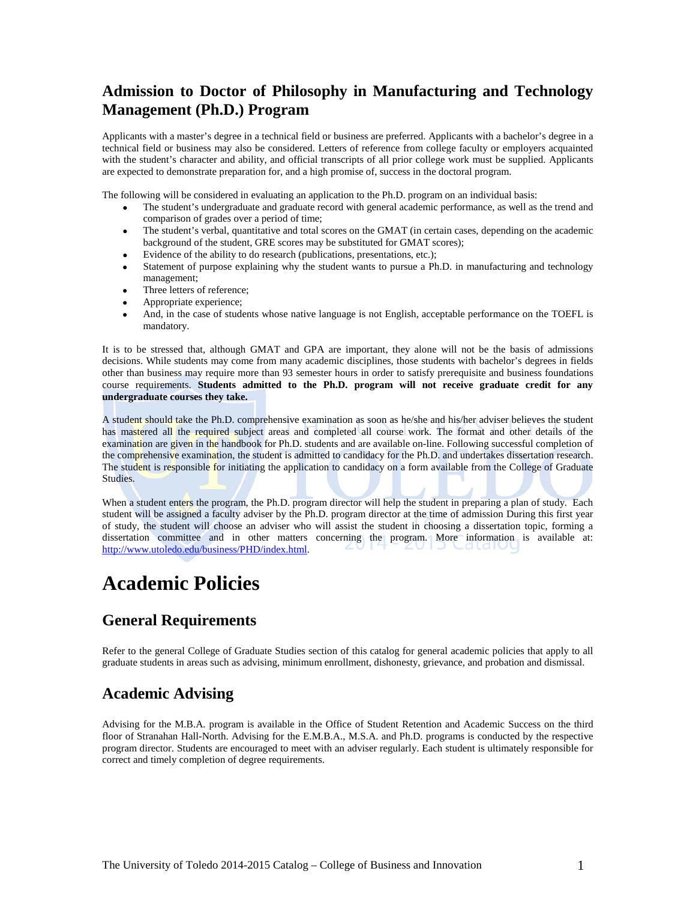## Admission to Doctor of Philosophy in Manufacturing and Technology Management (Ph.D.) Program

Applicants with a master's degree in a technical field or business are preferred. Applicants with a bachelor's degree in a technical field or business may also be considered. Letters of reference from college faculty or employers acquainted with the student's character and ability, and official transcripts of all prior college work must be supplied. Applicants are expected to demonstrate preparation for, and a high promise of, success in the doctoral program.

The following will be considered in evaluating an application to the Ph.D. program on an individual basis:

- The student's undergraduate and graduate record with general academic performance, as well as the trend and comparison of grades over a period of time;
- The student's verbal, quantitative and total scores on the GMAT (in certain cases, depending on the academic background of the student, GRE scores may be substituted for GMAT scores);
- Evidence of the ability to do research (publications, presentations, etc.);
- Statement of purpose explaining why the student wants to pursue a Ph.D. in manufacturing and technology management;
- Three letters of reference;
- Appropriate experience;
- And, in the case of students whose native language is not English, acceptable performance on the TOEFL is mandatory.

It is to be stressed that, although GMAT and GPA are important, they alone will not be the basis of admissions decisions. While students may come from many academic disciplines, those students with bachelor's degrees in fields other than business may require more than 93 semester hours in order to satisfy prerequisite and business foundations course requirements. **Students admitted to the Ph.D. program will not receive graduate credit for any undergraduate courses they take.**

A student should take the Ph.D. comprehensive examination as soon as he/she and his/her adviser believes the student has mastered all the required subject areas and completed all course work. The format and other details of the examination are given in the handbook for Ph.D. students and are available on-line. Following successful completion of the comprehensive examination, the student is admitted to candidacy for the Ph.D. and undertakes dissertation research. The student is responsible for initiating the application to candidacy on a form available from the College of Graduate Studies.

When a student enters the program, the Ph.D. program director will help the student in preparing a plan of study. Each student will be assigned a faculty adviser by the Ph.D. program director at the time of admission During this first year of study, the student will choose an adviser who will assist the student in choosing a dissertation topic, forming a dissertation committee and in other matters concerning the program. More information is available at: http://www.utoledo.edu/business/PHD/index.html.

# Academic Policies

## General Requirements

Refer to the general College of Graduate Studies section of this catalog for general academic policies that apply to all graduate students in areas such as advising, minimum enrollment, dishonesty, grievance, and probation and dismissal.

## Academic Advising

Advising for the M.B.A. program is available in the Office of Student Retention and Academic Success on the third floor of Stranahan Hall-North. Advising for the E.M.B.A., M.S.A. and Ph.D. programs is conducted by the respective program director. Students are encouraged to meet with an adviser regularly. Each student is ultimately responsible for correct and timely completion of degree requirements.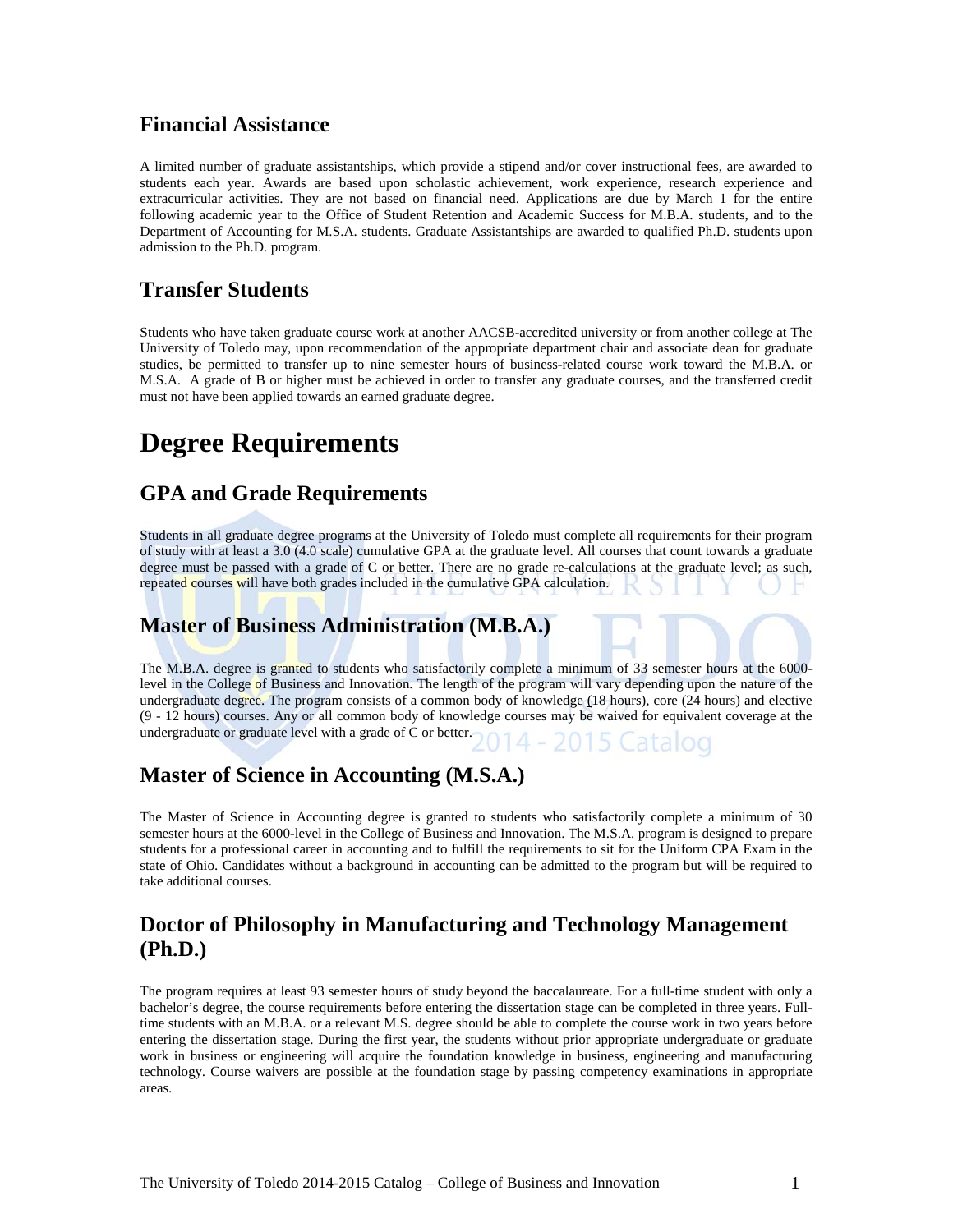## Financial Assistance

A limited number of graduate assistantships, which provide a stipend and/or cover instructional fees, are awarded to students each year. Awards are based upon scholastic achievement, work experience, research experience and extracurricular activities. They are not based on financial need. Applications are due by March 1 for the entire following academic year to the Office of Student Retention and Academic Success for M.B.A. students, and to the Department of Accounting for M.S.A. students. Graduate Assistantships are awarded to qualified Ph.D. students upon admission to the Ph.D. program.

## Transfer Students

Students who have taken graduate course work at another AACSB-accredited university or from another college at The University of Toledo may, upon recommendation of the appropriate department chair and associate dean for graduate studies, be permitted to transfer up to nine semester hours of business-related course work toward the M.B.A. or M.S.A. A grade of B or higher must be achieved in order to transfer any graduate courses, and the transferred credit must not have been applied towards an earned graduate degree.

# Degree Requirements

## GPA and Grade Requirements

Students in all graduate degree programs at the University of Toledo must complete all requirements for their program of study with at least a 3.0 (4.0 scale) cumulative GPA at the graduate level. All courses that count towards a graduate degree must be passed with a grade of C or better. There are no grade re-calculations at the graduate level; as such, repeated courses will have both grades included in the cumulative GPA calculation.

## Master of Business Administration (M.B.A.)

The M.B.A. degree is granted to students who satisfactorily complete a minimum of 33 semester hours at the 6000-level in the College of Business and Innovation. The length of the program will vary depending upon the nature of the undergraduate degree. The program consists of a common body of knowledge (18 hours), core (24 hours) and elective (9 - 12 hours) courses. Any or all common body of knowledge courses may be waived for equivalent coverage at the undergraduate or graduate level with a grade of C or better.

## Master of Science in Accounting (M.S.A.)

The Master of Science in Accounting degree is granted to students who satisfactorily complete a minimum of 30 semester hours at the 6000-level in the College of Business and Innovation. The M.S.A. program is designed to prepare students for a professional career in accounting and to fulfill the requirements to sit for the Uniform CPA Exam in the state of Ohio. Candidates without a background in accounting can be admitted to the program but will be required to take additional courses.

## Doctor of Philosophy in Manufacturing and Technology Management (Ph.D.)

The program requires at least 93 semester hours of study beyond the baccalaureate. For a full-time student with only a bachelor's degree, the course requirements before entering the dissertation stage can be completed in three years. Full-time students with an M.B.A. or a relevant M.S. degree should be able to complete the course work in two years before entering the dissertation stage. During the first year, the students without prior appropriate undergraduate or graduate work in business or engineering will acquire the foundation knowledge in business, engineering and manufacturing technology. Course waivers are possible at the foundation stage by passing competency examinations in appropriate areas.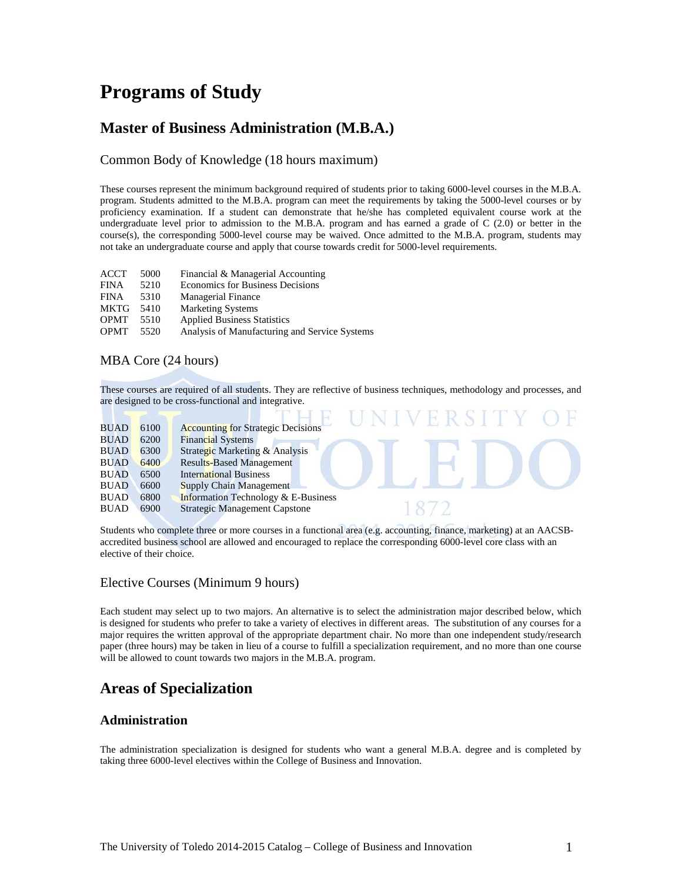# Programs of Study

## Master of Business Administration (M.B.A.)

### Common Body of Knowledge (18 hours maximum)

These courses represent the minimum background required of students prior to taking 6000-level courses in the M.B.A. program. Students admitted to the M.B.A. program can meet the requirements by taking the 5000-level courses or by proficiency examination. If a student can demonstrate that he/she has completed equivalent course work at the undergraduate level prior to admission to the M.B.A. program and has earned a grade of C (2.0) or better in the course(s), the corresponding 5000-level course may be waived. Once admitted to the M.B.A. program, students may not take an undergraduate course and apply that course towards credit for 5000-level requirements.

| | | |
|---|---|---|
| ACCT | 5000 | Financial & Managerial Accounting |
| FINA | 5210 | Economics for Business Decisions |
| FINA | 5310 | Managerial Finance |
| MKTG | 5410 | Marketing Systems |
| OPMT | 5510 | Applied Business Statistics |
| OPMT | 5520 | Analysis of Manufacturing and Service Systems |

### MBA Core (24 hours)

These courses are required of all students. They are reflective of business techniques, methodology and processes, and are designed to be cross-functional and integrative.

| | | |
|---|---|---|
| BUAD | 6100 | Accounting for Strategic Decisions |
| BUAD | 6200 | Financial Systems |
| BUAD | 6300 | Strategic Marketing & Analysis |
| BUAD | 6400 | Results-Based Management |
| BUAD | 6500 | International Business |
| BUAD | 6600 | Supply Chain Management |
| BUAD | 6800 | Information Technology & E-Business |
| BUAD | 6900 | Strategic Management Capstone |

Students who complete three or more courses in a functional area (e.g. accounting, finance, marketing) at an AACSB-accredited business school are allowed and encouraged to replace the corresponding 6000-level core class with an elective of their choice.

### Elective Courses (Minimum 9 hours)

Each student may select up to two majors. An alternative is to select the administration major described below, which is designed for students who prefer to take a variety of electives in different areas. The substitution of any courses for a major requires the written approval of the appropriate department chair. No more than one independent study/research paper (three hours) may be taken in lieu of a course to fulfill a specialization requirement, and no more than one course will be allowed to count towards two majors in the M.B.A. program.

## Areas of Specialization

### Administration

The administration specialization is designed for students who want a general M.B.A. degree and is completed by taking three 6000-level electives within the College of Business and Innovation.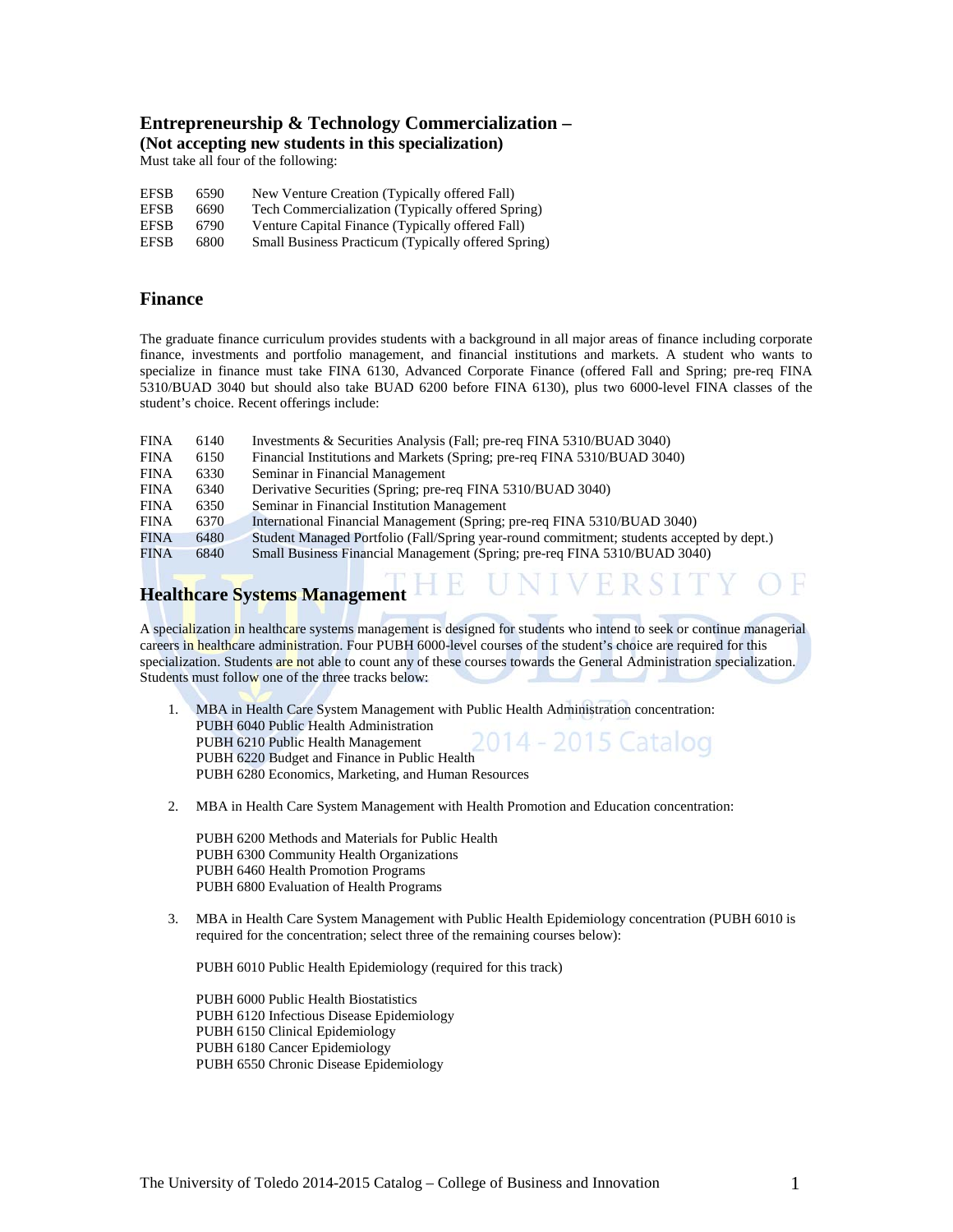## Entrepreneurship & Technology Commercialization – (Not accepting new students in this specialization)

Must take all four of the following:

| | | |
|---|---|---|
| EFSB | 6590 | New Venture Creation (Typically offered Fall) |
| EFSB | 6690 | Tech Commercialization (Typically offered Spring) |
| EFSB | 6790 | Venture Capital Finance (Typically offered Fall) |
| EFSB | 6800 | Small Business Practicum (Typically offered Spring) |

## Finance

The graduate finance curriculum provides students with a background in all major areas of finance including corporate finance, investments and portfolio management, and financial institutions and markets. A student who wants to specialize in finance must take FINA 6130, Advanced Corporate Finance (offered Fall and Spring; pre-req FINA 5310/BUAD 3040 but should also take BUAD 6200 before FINA 6130), plus two 6000-level FINA classes of the student's choice. Recent offerings include:

| | | |
|---|---|---|
| FINA | 6140 | Investments & Securities Analysis (Fall; pre-req FINA 5310/BUAD 3040) |
| FINA | 6150 | Financial Institutions and Markets (Spring; pre-req FINA 5310/BUAD 3040) |
| FINA | 6330 | Seminar in Financial Management |
| FINA | 6340 | Derivative Securities (Spring; pre-req FINA 5310/BUAD 3040) |
| FINA | 6350 | Seminar in Financial Institution Management |
| FINA | 6370 | International Financial Management (Spring; pre-req FINA 5310/BUAD 3040) |
| FINA | 6480 | Student Managed Portfolio (Fall/Spring year-round commitment; students accepted by dept.) |
| FINA | 6840 | Small Business Financial Management (Spring; pre-req FINA 5310/BUAD 3040) |

## Healthcare Systems Management

A specialization in healthcare systems management is designed for students who intend to seek or continue managerial careers in healthcare administration. Four PUBH 6000-level courses of the student's choice are required for this specialization. Students are not able to count any of these courses towards the General Administration specialization. Students must follow one of the three tracks below:

1. MBA in Health Care System Management with Public Health Administration concentration:
   PUBH 6040 Public Health Administration
   PUBH 6210 Public Health Management
   PUBH 6220 Budget and Finance in Public Health
   PUBH 6280 Economics, Marketing, and Human Resources

2. MBA in Health Care System Management with Health Promotion and Education concentration:

   PUBH 6200 Methods and Materials for Public Health
   PUBH 6300 Community Health Organizations
   PUBH 6460 Health Promotion Programs
   PUBH 6800 Evaluation of Health Programs

3. MBA in Health Care System Management with Public Health Epidemiology concentration (PUBH 6010 is required for the concentration; select three of the remaining courses below):

   PUBH 6010 Public Health Epidemiology (required for this track)

   PUBH 6000 Public Health Biostatistics
   PUBH 6120 Infectious Disease Epidemiology
   PUBH 6150 Clinical Epidemiology
   PUBH 6180 Cancer Epidemiology
   PUBH 6550 Chronic Disease Epidemiology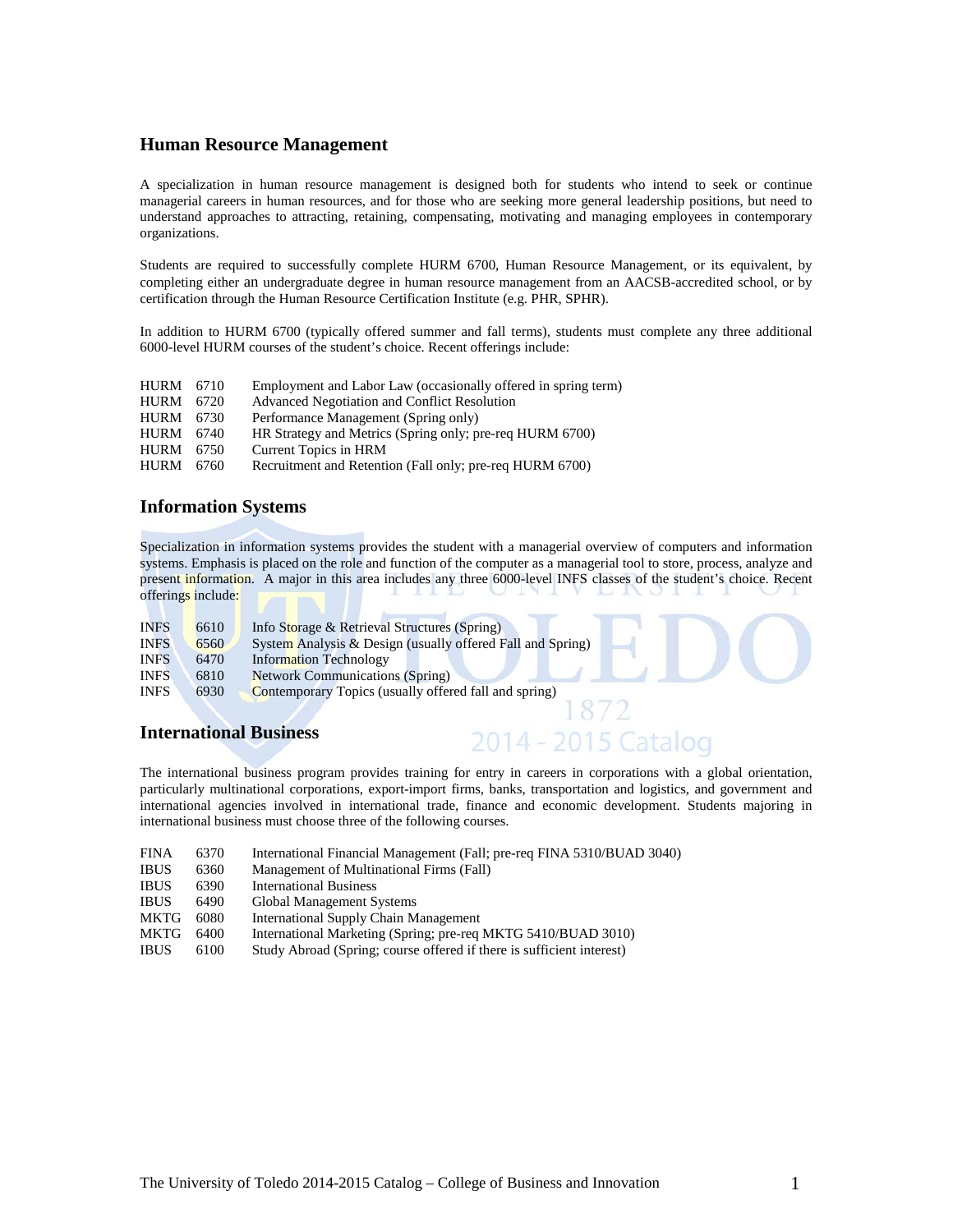## Human Resource Management

A specialization in human resource management is designed both for students who intend to seek or continue managerial careers in human resources, and for those who are seeking more general leadership positions, but need to understand approaches to attracting, retaining, compensating, motivating and managing employees in contemporary organizations.

Students are required to successfully complete HURM 6700, Human Resource Management, or its equivalent, by completing either an undergraduate degree in human resource management from an AACSB-accredited school, or by certification through the Human Resource Certification Institute (e.g. PHR, SPHR).

In addition to HURM 6700 (typically offered summer and fall terms), students must complete any three additional 6000-level HURM courses of the student's choice. Recent offerings include:

| | | |
|---|---|---|
| HURM | 6710 | Employment and Labor Law (occasionally offered in spring term) |
| HURM | 6720 | Advanced Negotiation and Conflict Resolution |
| HURM | 6730 | Performance Management (Spring only) |
| HURM | 6740 | HR Strategy and Metrics (Spring only; pre-req HURM 6700) |
| HURM | 6750 | Current Topics in HRM |
| HURM | 6760 | Recruitment and Retention (Fall only; pre-req HURM 6700) |

## Information Systems

Specialization in information systems provides the student with a managerial overview of computers and information systems. Emphasis is placed on the role and function of the computer as a managerial tool to store, process, analyze and present information. A major in this area includes any three 6000-level INFS classes of the student's choice. Recent offerings include:

| | | |
|---|---|---|
| INFS | 6610 | Info Storage & Retrieval Structures (Spring) |
| INFS | 6560 | System Analysis & Design (usually offered Fall and Spring) |
| INFS | 6470 | Information Technology |
| INFS | 6810 | Network Communications (Spring) |
| INFS | 6930 | Contemporary Topics (usually offered fall and spring) |

## International Business

The international business program provides training for entry in careers in corporations with a global orientation, particularly multinational corporations, export-import firms, banks, transportation and logistics, and government and international agencies involved in international trade, finance and economic development. Students majoring in international business must choose three of the following courses.

| | | |
|---|---|---|
| FINA | 6370 | International Financial Management (Fall; pre-req FINA 5310/BUAD 3040) |
| IBUS | 6360 | Management of Multinational Firms (Fall) |
| IBUS | 6390 | International Business |
| IBUS | 6490 | Global Management Systems |
| MKTG | 6080 | International Supply Chain Management |
| MKTG | 6400 | International Marketing (Spring; pre-req MKTG 5410/BUAD 3010) |
| IBUS | 6100 | Study Abroad (Spring; course offered if there is sufficient interest) |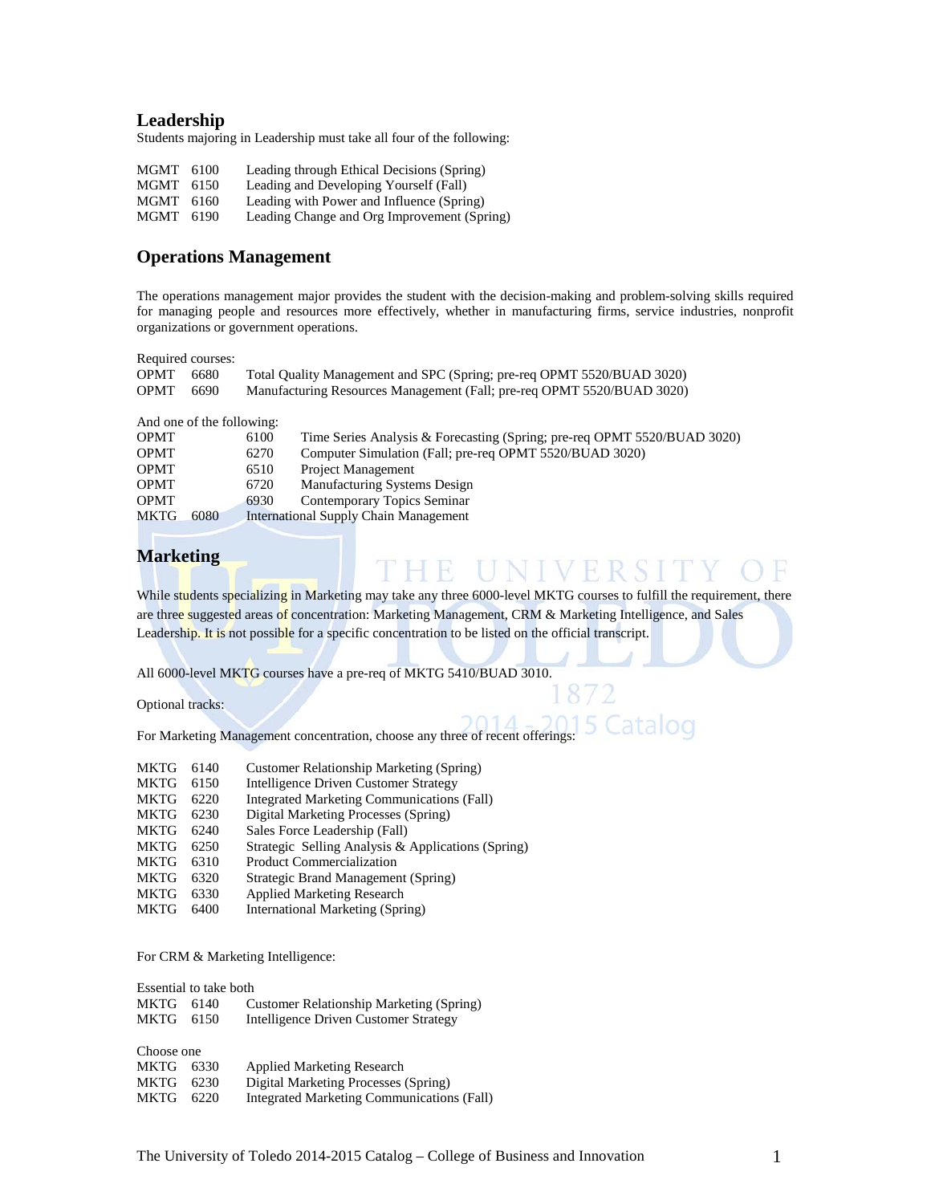## Leadership

Students majoring in Leadership must take all four of the following:

MGMT 6100 Leading through Ethical Decisions (Spring)
MGMT 6150 Leading and Developing Yourself (Fall)
MGMT 6160 Leading with Power and Influence (Spring)
MGMT 6190 Leading Change and Org Improvement (Spring)

## Operations Management

The operations management major provides the student with the decision-making and problem-solving skills required for managing people and resources more effectively, whether in manufacturing firms, service industries, nonprofit organizations or government operations.

Required courses:
OPMT 6680 Total Quality Management and SPC (Spring; pre-req OPMT 5520/BUAD 3020)
OPMT 6690 Manufacturing Resources Management (Fall; pre-req OPMT 5520/BUAD 3020)

And one of the following:
OPMT 6100 Time Series Analysis & Forecasting (Spring; pre-req OPMT 5520/BUAD 3020)
OPMT 6270 Computer Simulation (Fall; pre-req OPMT 5520/BUAD 3020)
OPMT 6510 Project Management
OPMT 6720 Manufacturing Systems Design
OPMT 6930 Contemporary Topics Seminar
MKTG 6080 International Supply Chain Management

## Marketing

While students specializing in Marketing may take any three 6000-level MKTG courses to fulfill the requirement, there are three suggested areas of concentration: Marketing Management, CRM & Marketing Intelligence, and Sales Leadership. It is not possible for a specific concentration to be listed on the official transcript.

All 6000-level MKTG courses have a pre-req of MKTG 5410/BUAD 3010.

Optional tracks:

For Marketing Management concentration, choose any three of recent offerings:

MKTG 6140 Customer Relationship Marketing (Spring)
MKTG 6150 Intelligence Driven Customer Strategy
MKTG 6220 Integrated Marketing Communications (Fall)
MKTG 6230 Digital Marketing Processes (Spring)
MKTG 6240 Sales Force Leadership (Fall)
MKTG 6250 Strategic Selling Analysis & Applications (Spring)
MKTG 6310 Product Commercialization
MKTG 6320 Strategic Brand Management (Spring)
MKTG 6330 Applied Marketing Research
MKTG 6400 International Marketing (Spring)

For CRM & Marketing Intelligence:

Essential to take both
MKTG 6140 Customer Relationship Marketing (Spring)
MKTG 6150 Intelligence Driven Customer Strategy

Choose one
MKTG 6330 Applied Marketing Research
MKTG 6230 Digital Marketing Processes (Spring)
MKTG 6220 Integrated Marketing Communications (Fall)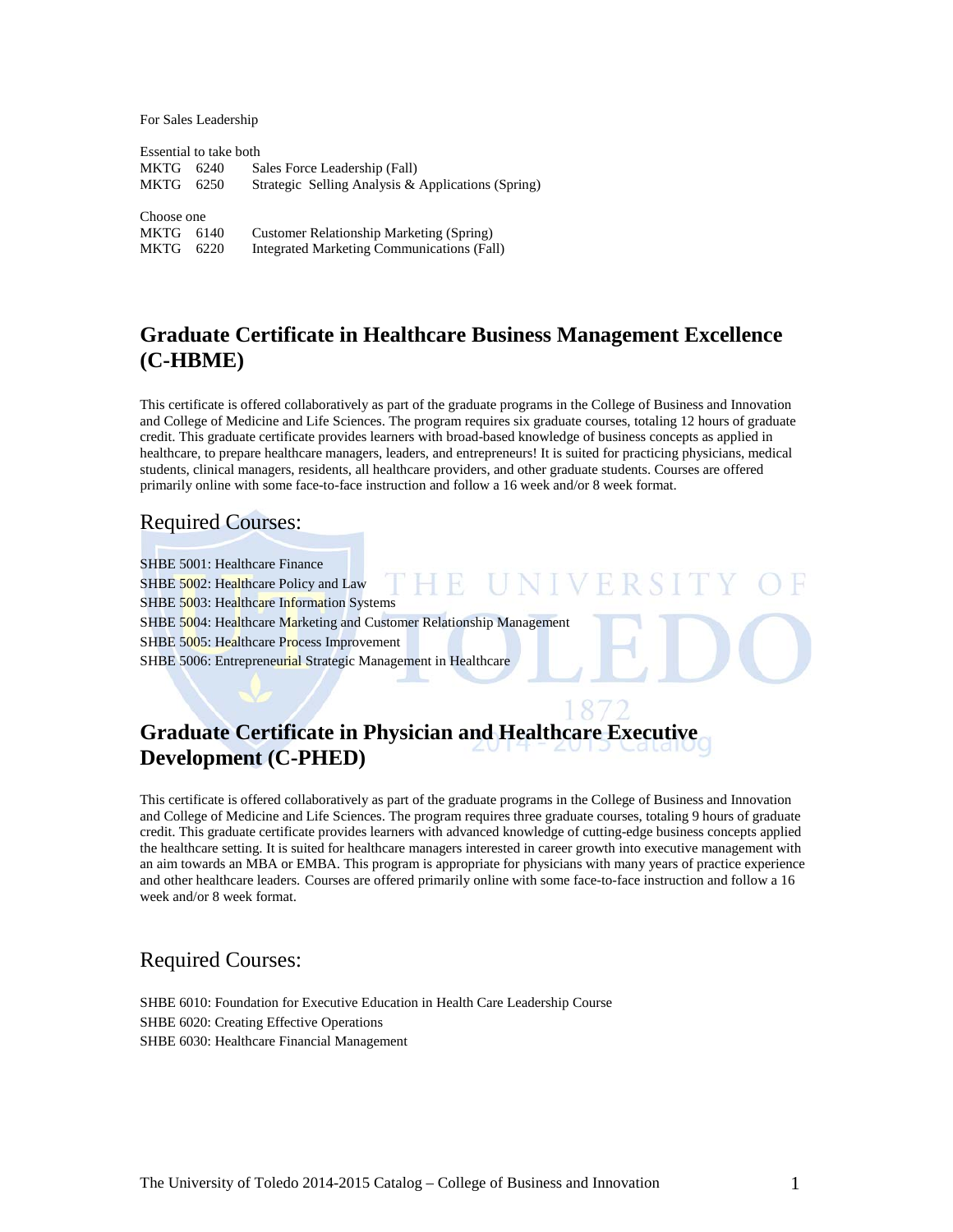For Sales Leadership

Essential to take both

| | | |
|---|---|---|
| MKTG | 6240 | Sales Force Leadership (Fall) |
| MKTG | 6250 | Strategic Selling Analysis & Applications (Spring) |

Choose one

| | | |
|---|---|---|
| MKTG | 6140 | Customer Relationship Marketing (Spring) |
| MKTG | 6220 | Integrated Marketing Communications (Fall) |

## Graduate Certificate in Healthcare Business Management Excellence (C-HBME)

This certificate is offered collaboratively as part of the graduate programs in the College of Business and Innovation and College of Medicine and Life Sciences. The program requires six graduate courses, totaling 12 hours of graduate credit. This graduate certificate provides learners with broad-based knowledge of business concepts as applied in healthcare, to prepare healthcare managers, leaders, and entrepreneurs! It is suited for practicing physicians, medical students, clinical managers, residents, all healthcare providers, and other graduate students. Courses are offered primarily online with some face-to-face instruction and follow a 16 week and/or 8 week format.

### Required Courses:

SHBE 5001: Healthcare Finance
SHBE 5002: Healthcare Policy and Law
SHBE 5003: Healthcare Information Systems
SHBE 5004: Healthcare Marketing and Customer Relationship Management
SHBE 5005: Healthcare Process Improvement
SHBE 5006: Entrepreneurial Strategic Management in Healthcare

## Graduate Certificate in Physician and Healthcare Executive Development (C-PHED)

This certificate is offered collaboratively as part of the graduate programs in the College of Business and Innovation and College of Medicine and Life Sciences. The program requires three graduate courses, totaling 9 hours of graduate credit. This graduate certificate provides learners with advanced knowledge of cutting-edge business concepts applied the healthcare setting. It is suited for healthcare managers interested in career growth into executive management with an aim towards an MBA or EMBA. This program is appropriate for physicians with many years of practice experience and other healthcare leaders. Courses are offered primarily online with some face-to-face instruction and follow a 16 week and/or 8 week format.

### Required Courses:

SHBE 6010: Foundation for Executive Education in Health Care Leadership Course
SHBE 6020: Creating Effective Operations
SHBE 6030: Healthcare Financial Management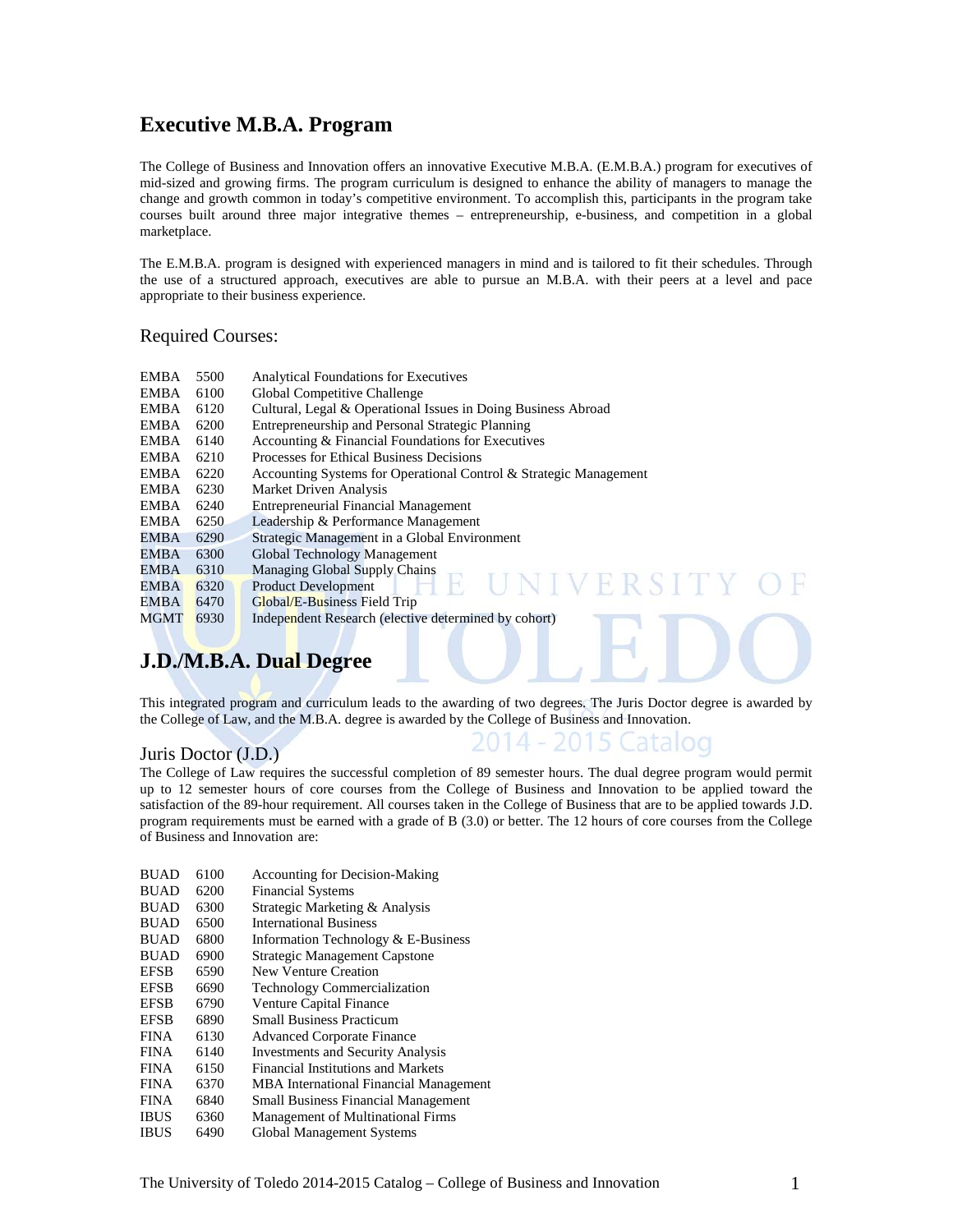## Executive M.B.A. Program

The College of Business and Innovation offers an innovative Executive M.B.A. (E.M.B.A.) program for executives of mid-sized and growing firms. The program curriculum is designed to enhance the ability of managers to manage the change and growth common in today's competitive environment. To accomplish this, participants in the program take courses built around three major integrative themes – entrepreneurship, e-business, and competition in a global marketplace.

The E.M.B.A. program is designed with experienced managers in mind and is tailored to fit their schedules. Through the use of a structured approach, executives are able to pursue an M.B.A. with their peers at a level and pace appropriate to their business experience.

### Required Courses:

| | | |
|---|---|---|
| EMBA | 5500 | Analytical Foundations for Executives |
| EMBA | 6100 | Global Competitive Challenge |
| EMBA | 6120 | Cultural, Legal & Operational Issues in Doing Business Abroad |
| EMBA | 6200 | Entrepreneurship and Personal Strategic Planning |
| EMBA | 6140 | Accounting & Financial Foundations for Executives |
| EMBA | 6210 | Processes for Ethical Business Decisions |
| EMBA | 6220 | Accounting Systems for Operational Control & Strategic Management |
| EMBA | 6230 | Market Driven Analysis |
| EMBA | 6240 | Entrepreneurial Financial Management |
| EMBA | 6250 | Leadership & Performance Management |
| EMBA | 6290 | Strategic Management in a Global Environment |
| EMBA | 6300 | Global Technology Management |
| EMBA | 6310 | Managing Global Supply Chains |
| EMBA | 6320 | Product Development |
| EMBA | 6470 | Global/E-Business Field Trip |
| MGMT | 6930 | Independent Research (elective determined by cohort) |

## J.D./M.B.A. Dual Degree

This integrated program and curriculum leads to the awarding of two degrees. The Juris Doctor degree is awarded by the College of Law, and the M.B.A. degree is awarded by the College of Business and Innovation.

### Juris Doctor (J.D.)

The College of Law requires the successful completion of 89 semester hours. The dual degree program would permit up to 12 semester hours of core courses from the College of Business and Innovation to be applied toward the satisfaction of the 89-hour requirement. All courses taken in the College of Business that are to be applied towards J.D. program requirements must be earned with a grade of B (3.0) or better. The 12 hours of core courses from the College of Business and Innovation are:

| | | |
|---|---|---|
| BUAD | 6100 | Accounting for Decision-Making |
| BUAD | 6200 | Financial Systems |
| BUAD | 6300 | Strategic Marketing & Analysis |
| BUAD | 6500 | International Business |
| BUAD | 6800 | Information Technology & E-Business |
| BUAD | 6900 | Strategic Management Capstone |
| EFSB | 6590 | New Venture Creation |
| EFSB | 6690 | Technology Commercialization |
| EFSB | 6790 | Venture Capital Finance |
| EFSB | 6890 | Small Business Practicum |
| FINA | 6130 | Advanced Corporate Finance |
| FINA | 6140 | Investments and Security Analysis |
| FINA | 6150 | Financial Institutions and Markets |
| FINA | 6370 | MBA International Financial Management |
| FINA | 6840 | Small Business Financial Management |
| IBUS | 6360 | Management of Multinational Firms |
| IBUS | 6490 | Global Management Systems |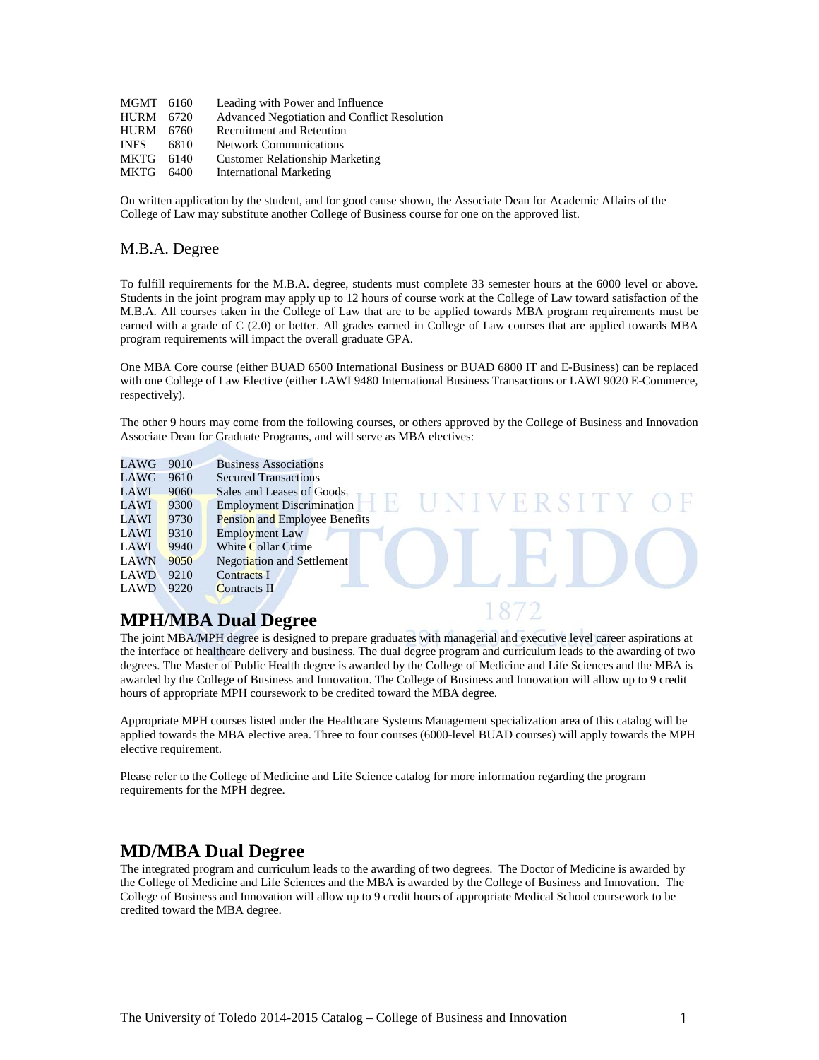| | | |
|---|---|---|
| MGMT | 6160 | Leading with Power and Influence |
| HURM | 6720 | Advanced Negotiation and Conflict Resolution |
| HURM | 6760 | Recruitment and Retention |
| INFS | 6810 | Network Communications |
| MKTG | 6140 | Customer Relationship Marketing |
| MKTG | 6400 | International Marketing |

On written application by the student, and for good cause shown, the Associate Dean for Academic Affairs of the College of Law may substitute another College of Business course for one on the approved list.

## M.B.A. Degree

To fulfill requirements for the M.B.A. degree, students must complete 33 semester hours at the 6000 level or above. Students in the joint program may apply up to 12 hours of course work at the College of Law toward satisfaction of the M.B.A. All courses taken in the College of Law that are to be applied towards MBA program requirements must be earned with a grade of C (2.0) or better. All grades earned in College of Law courses that are applied towards MBA program requirements will impact the overall graduate GPA.

One MBA Core course (either BUAD 6500 International Business or BUAD 6800 IT and E-Business) can be replaced with one College of Law Elective (either LAWI 9480 International Business Transactions or LAWI 9020 E-Commerce, respectively).

The other 9 hours may come from the following courses, or others approved by the College of Business and Innovation Associate Dean for Graduate Programs, and will serve as MBA electives:

| | | |
|---|---|---|
| LAWG | 9010 | Business Associations |
| LAWG | 9610 | Secured Transactions |
| LAWI | 9060 | Sales and Leases of Goods |
| LAWI | 9300 | Employment Discrimination |
| LAWI | 9730 | Pension and Employee Benefits |
| LAWI | 9310 | Employment Law |
| LAWI | 9940 | White Collar Crime |
| LAWN | 9050 | Negotiation and Settlement |
| LAWD | 9210 | Contracts I |
| LAWD | 9220 | Contracts II |

# MPH/MBA Dual Degree

The joint MBA/MPH degree is designed to prepare graduates with managerial and executive level career aspirations at the interface of healthcare delivery and business. The dual degree program and curriculum leads to the awarding of two degrees. The Master of Public Health degree is awarded by the College of Medicine and Life Sciences and the MBA is awarded by the College of Business and Innovation. The College of Business and Innovation will allow up to 9 credit hours of appropriate MPH coursework to be credited toward the MBA degree.

Appropriate MPH courses listed under the Healthcare Systems Management specialization area of this catalog will be applied towards the MBA elective area. Three to four courses (6000-level BUAD courses) will apply towards the MPH elective requirement.

Please refer to the College of Medicine and Life Science catalog for more information regarding the program requirements for the MPH degree.

# MD/MBA Dual Degree

The integrated program and curriculum leads to the awarding of two degrees. The Doctor of Medicine is awarded by the College of Medicine and Life Sciences and the MBA is awarded by the College of Business and Innovation. The College of Business and Innovation will allow up to 9 credit hours of appropriate Medical School coursework to be credited toward the MBA degree.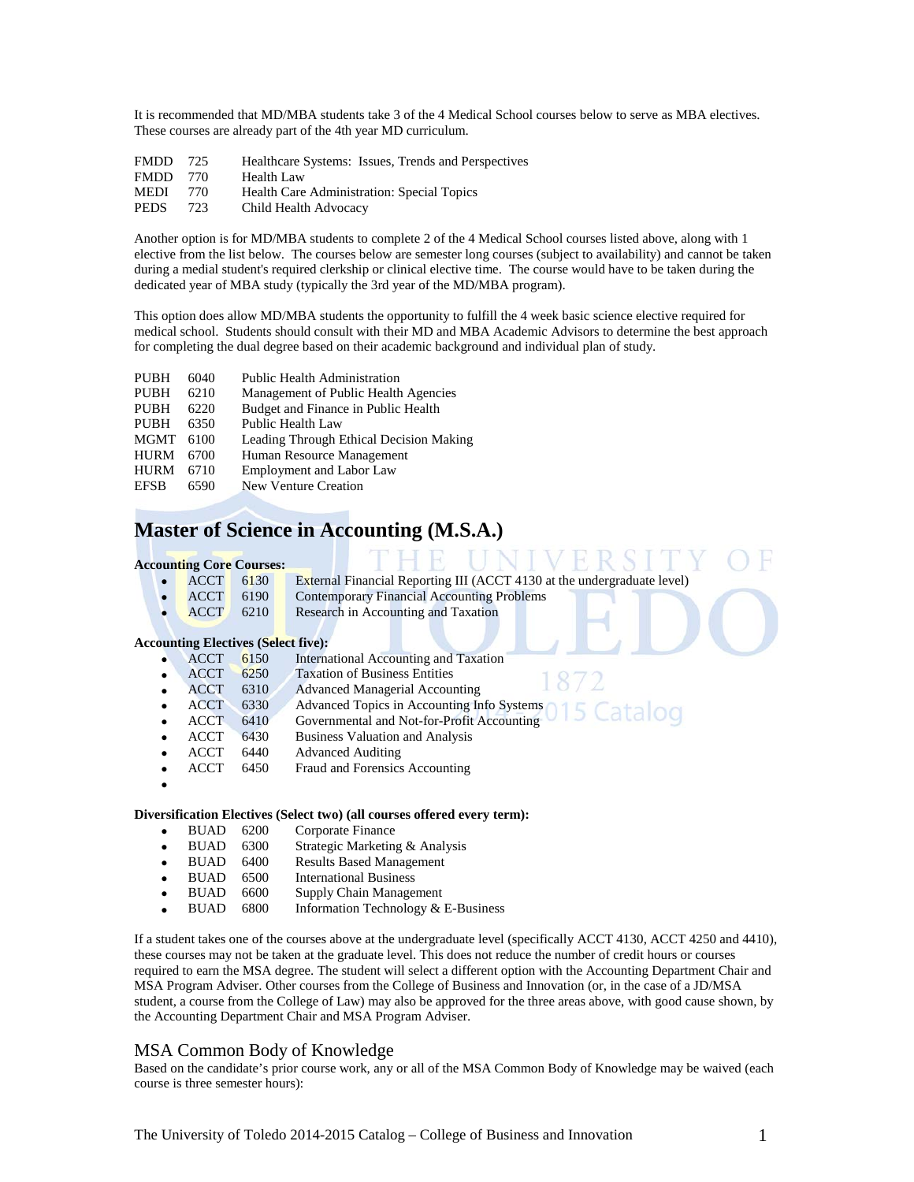It is recommended that MD/MBA students take 3 of the 4 Medical School courses below to serve as MBA electives. These courses are already part of the 4th year MD curriculum.

| | | |
|---|---|---|
| FMDD | 725 | Healthcare Systems: Issues, Trends and Perspectives |
| FMDD | 770 | Health Law |
| MEDI | 770 | Health Care Administration: Special Topics |
| PEDS | 723 | Child Health Advocacy |

Another option is for MD/MBA students to complete 2 of the 4 Medical School courses listed above, along with 1 elective from the list below. The courses below are semester long courses (subject to availability) and cannot be taken during a medial student's required clerkship or clinical elective time. The course would have to be taken during the dedicated year of MBA study (typically the 3rd year of the MD/MBA program).

This option does allow MD/MBA students the opportunity to fulfill the 4 week basic science elective required for medical school. Students should consult with their MD and MBA Academic Advisors to determine the best approach for completing the dual degree based on their academic background and individual plan of study.

| | | |
|---|---|---|
| PUBH | 6040 | Public Health Administration |
| PUBH | 6210 | Management of Public Health Agencies |
| PUBH | 6220 | Budget and Finance in Public Health |
| PUBH | 6350 | Public Health Law |
| MGMT | 6100 | Leading Through Ethical Decision Making |
| HURM | 6700 | Human Resource Management |
| HURM | 6710 | Employment and Labor Law |
| EFSB | 6590 | New Venture Creation |

## Master of Science in Accounting (M.S.A.)

**Accounting Core Courses:**

- ACCT 6130 External Financial Reporting III (ACCT 4130 at the undergraduate level)
- ACCT 6190 Contemporary Financial Accounting Problems
- ACCT 6210 Research in Accounting and Taxation

**Accounting Electives (Select five):**

- ACCT 6150 International Accounting and Taxation
- ACCT 6250 Taxation of Business Entities
- ACCT 6310 Advanced Managerial Accounting
- ACCT 6330 Advanced Topics in Accounting Info Systems
- ACCT 6410 Governmental and Not-for-Profit Accounting
- ACCT 6430 Business Valuation and Analysis
- ACCT 6440 Advanced Auditing
- ACCT 6450 Fraud and Forensics Accounting

**Diversification Electives (Select two) (all courses offered every term):**

- BUAD 6200 Corporate Finance
- BUAD 6300 Strategic Marketing & Analysis
- BUAD 6400 Results Based Management
- BUAD 6500 International Business
- BUAD 6600 Supply Chain Management
- BUAD 6800 Information Technology & E-Business

If a student takes one of the courses above at the undergraduate level (specifically ACCT 4130, ACCT 4250 and 4410), these courses may not be taken at the graduate level. This does not reduce the number of credit hours or courses required to earn the MSA degree. The student will select a different option with the Accounting Department Chair and MSA Program Adviser. Other courses from the College of Business and Innovation (or, in the case of a JD/MSA student, a course from the College of Law) may also be approved for the three areas above, with good cause shown, by the Accounting Department Chair and MSA Program Adviser.

### MSA Common Body of Knowledge

Based on the candidate's prior course work, any or all of the MSA Common Body of Knowledge may be waived (each course is three semester hours):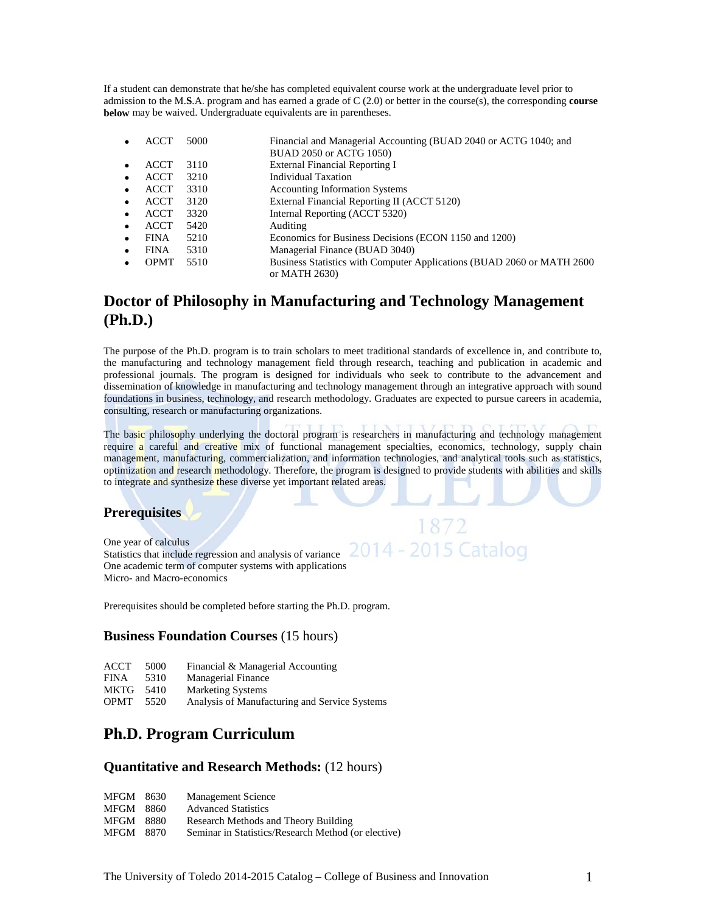If a student can demonstrate that he/she has completed equivalent course work at the undergraduate level prior to admission to the M.**S**.A. program and has earned a grade of C (2.0) or better in the course(s), the corresponding **course below** may be waived. Undergraduate equivalents are in parentheses.

- ACCT 5000 Financial and Managerial Accounting (BUAD 2040 or ACTG 1040; and BUAD 2050 or ACTG 1050)
- ACCT 3110 External Financial Reporting I
- ACCT 3210 Individual Taxation
- ACCT 3310 Accounting Information Systems
- ACCT 3120 External Financial Reporting II (ACCT 5120)
- ACCT 3320 Internal Reporting (ACCT 5320)
- ACCT 5420 Auditing
- FINA 5210 Economics for Business Decisions (ECON 1150 and 1200)
- FINA 5310 Managerial Finance (BUAD 3040)
- OPMT 5510 Business Statistics with Computer Applications (BUAD 2060 or MATH 2600 or MATH 2630)

## Doctor of Philosophy in Manufacturing and Technology Management (Ph.D.)

The purpose of the Ph.D. program is to train scholars to meet traditional standards of excellence in, and contribute to, the manufacturing and technology management field through research, teaching and publication in academic and professional journals. The program is designed for individuals who seek to contribute to the advancement and dissemination of knowledge in manufacturing and technology management through an integrative approach with sound foundations in business, technology, and research methodology. Graduates are expected to pursue careers in academia, consulting, research or manufacturing organizations.

The basic philosophy underlying the doctoral program is researchers in manufacturing and technology management require a careful and creative mix of functional management specialties, economics, technology, supply chain management, manufacturing, commercialization, and information technologies, and analytical tools such as statistics, optimization and research methodology. Therefore, the program is designed to provide students with abilities and skills to integrate and synthesize these diverse yet important related areas.

### Prerequisites

One year of calculus
Statistics that include regression and analysis of variance
One academic term of computer systems with applications
Micro- and Macro-economics

Prerequisites should be completed before starting the Ph.D. program.

### **Business Foundation Courses** (15 hours)

ACCT 5000 Financial & Managerial Accounting
FINA 5310 Managerial Finance
MKTG 5410 Marketing Systems
OPMT 5520 Analysis of Manufacturing and Service Systems

## Ph.D. Program Curriculum

### **Quantitative and Research Methods:** (12 hours)

MFGM 8630 Management Science
MFGM 8860 Advanced Statistics
MFGM 8880 Research Methods and Theory Building
MFGM 8870 Seminar in Statistics/Research Method (or elective)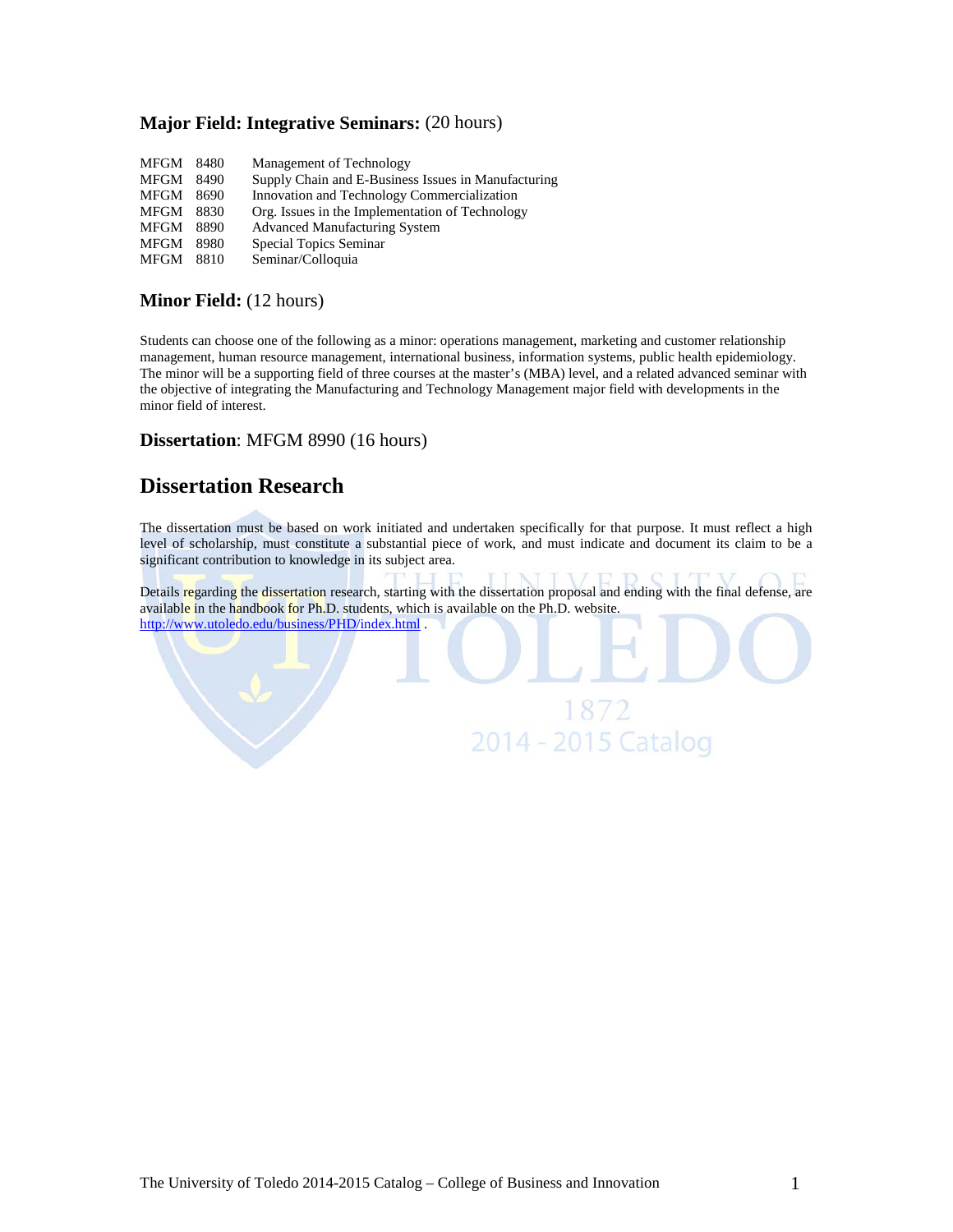### **Major Field: Integrative Seminars:** (20 hours)

| | | |
|---|---|---|
| MFGM | 8480 | Management of Technology |
| MFGM | 8490 | Supply Chain and E-Business Issues in Manufacturing |
| MFGM | 8690 | Innovation and Technology Commercialization |
| MFGM | 8830 | Org. Issues in the Implementation of Technology |
| MFGM | 8890 | Advanced Manufacturing System |
| MFGM | 8980 | Special Topics Seminar |
| MFGM | 8810 | Seminar/Colloquia |

### **Minor Field:** (12 hours)

Students can choose one of the following as a minor: operations management, marketing and customer relationship management, human resource management, international business, information systems, public health epidemiology. The minor will be a supporting field of three courses at the master's (MBA) level, and a related advanced seminar with the objective of integrating the Manufacturing and Technology Management major field with developments in the minor field of interest.

### **Dissertation**: MFGM 8990 (16 hours)

## Dissertation Research

The dissertation must be based on work initiated and undertaken specifically for that purpose. It must reflect a high level of scholarship, must constitute a substantial piece of work, and must indicate and document its claim to be a significant contribution to knowledge in its subject area.

Details regarding the dissertation research, starting with the dissertation proposal and ending with the final defense, are available in the handbook for Ph.D. students, which is available on the Ph.D. website. http://www.utoledo.edu/business/PHD/index.html .